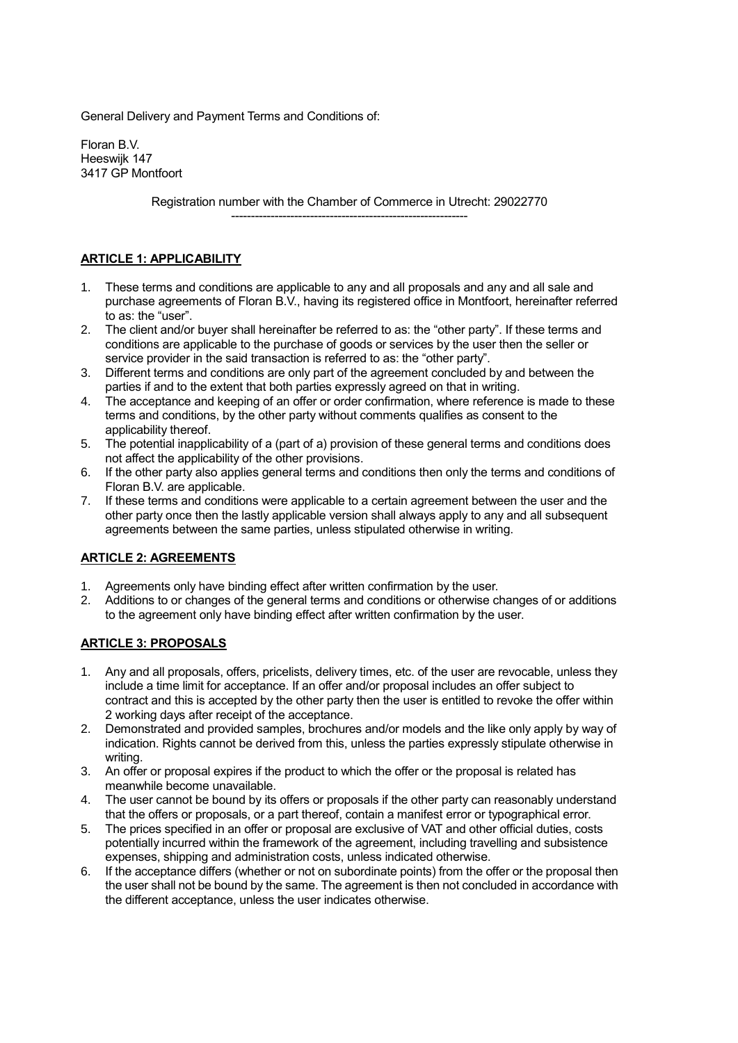General Delivery and Payment Terms and Conditions of:

Floran B.V.
Heeswijk 147
3417 GP Montfoort

Registration number with the Chamber of Commerce in Utrecht: 29022770

---

## ARTICLE 1: APPLICABILITY

1. These terms and conditions are applicable to any and all proposals and any and all sale and purchase agreements of Floran B.V., having its registered office in Montfoort, hereinafter referred to as: the "user".
2. The client and/or buyer shall hereinafter be referred to as: the "other party". If these terms and conditions are applicable to the purchase of goods or services by the user then the seller or service provider in the said transaction is referred to as: the "other party".
3. Different terms and conditions are only part of the agreement concluded by and between the parties if and to the extent that both parties expressly agreed on that in writing.
4. The acceptance and keeping of an offer or order confirmation, where reference is made to these terms and conditions, by the other party without comments qualifies as consent to the applicability thereof.
5. The potential inapplicability of a (part of a) provision of these general terms and conditions does not affect the applicability of the other provisions.
6. If the other party also applies general terms and conditions then only the terms and conditions of Floran B.V. are applicable.
7. If these terms and conditions were applicable to a certain agreement between the user and the other party once then the lastly applicable version shall always apply to any and all subsequent agreements between the same parties, unless stipulated otherwise in writing.

## ARTICLE 2: AGREEMENTS

1. Agreements only have binding effect after written confirmation by the user.
2. Additions to or changes of the general terms and conditions or otherwise changes of or additions to the agreement only have binding effect after written confirmation by the user.

## ARTICLE 3: PROPOSALS

1. Any and all proposals, offers, pricelists, delivery times, etc. of the user are revocable, unless they include a time limit for acceptance. If an offer and/or proposal includes an offer subject to contract and this is accepted by the other party then the user is entitled to revoke the offer within 2 working days after receipt of the acceptance.
2. Demonstrated and provided samples, brochures and/or models and the like only apply by way of indication. Rights cannot be derived from this, unless the parties expressly stipulate otherwise in writing.
3. An offer or proposal expires if the product to which the offer or the proposal is related has meanwhile become unavailable.
4. The user cannot be bound by its offers or proposals if the other party can reasonably understand that the offers or proposals, or a part thereof, contain a manifest error or typographical error.
5. The prices specified in an offer or proposal are exclusive of VAT and other official duties, costs potentially incurred within the framework of the agreement, including travelling and subsistence expenses, shipping and administration costs, unless indicated otherwise.
6. If the acceptance differs (whether or not on subordinate points) from the offer or the proposal then the user shall not be bound by the same. The agreement is then not concluded in accordance with the different acceptance, unless the user indicates otherwise.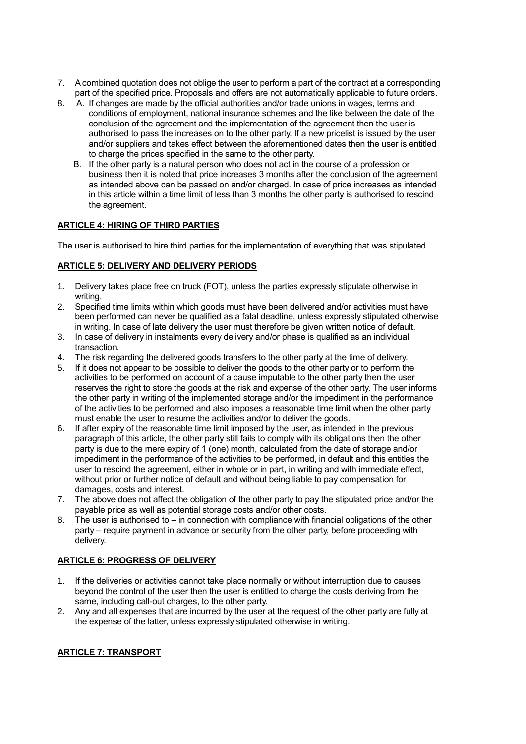7. A combined quotation does not oblige the user to perform a part of the contract at a corresponding part of the specified price. Proposals and offers are not automatically applicable to future orders.
8. A. If changes are made by the official authorities and/or trade unions in wages, terms and conditions of employment, national insurance schemes and the like between the date of the conclusion of the agreement and the implementation of the agreement then the user is authorised to pass the increases on to the other party. If a new pricelist is issued by the user and/or suppliers and takes effect between the aforementioned dates then the user is entitled to charge the prices specified in the same to the other party.
   B. If the other party is a natural person who does not act in the course of a profession or business then it is noted that price increases 3 months after the conclusion of the agreement as intended above can be passed on and/or charged. In case of price increases as intended in this article within a time limit of less than 3 months the other party is authorised to rescind the agreement.

## ARTICLE 4: HIRING OF THIRD PARTIES

The user is authorised to hire third parties for the implementation of everything that was stipulated.

## ARTICLE 5: DELIVERY AND DELIVERY PERIODS

1. Delivery takes place free on truck (FOT), unless the parties expressly stipulate otherwise in writing.
2. Specified time limits within which goods must have been delivered and/or activities must have been performed can never be qualified as a fatal deadline, unless expressly stipulated otherwise in writing. In case of late delivery the user must therefore be given written notice of default.
3. In case of delivery in instalments every delivery and/or phase is qualified as an individual transaction.
4. The risk regarding the delivered goods transfers to the other party at the time of delivery.
5. If it does not appear to be possible to deliver the goods to the other party or to perform the activities to be performed on account of a cause imputable to the other party then the user reserves the right to store the goods at the risk and expense of the other party. The user informs the other party in writing of the implemented storage and/or the impediment in the performance of the activities to be performed and also imposes a reasonable time limit when the other party must enable the user to resume the activities and/or to deliver the goods.
6. If after expiry of the reasonable time limit imposed by the user, as intended in the previous paragraph of this article, the other party still fails to comply with its obligations then the other party is due to the mere expiry of 1 (one) month, calculated from the date of storage and/or impediment in the performance of the activities to be performed, in default and this entitles the user to rescind the agreement, either in whole or in part, in writing and with immediate effect, without prior or further notice of default and without being liable to pay compensation for damages, costs and interest.
7. The above does not affect the obligation of the other party to pay the stipulated price and/or the payable price as well as potential storage costs and/or other costs.
8. The user is authorised to – in connection with compliance with financial obligations of the other party – require payment in advance or security from the other party, before proceeding with delivery.

## ARTICLE 6: PROGRESS OF DELIVERY

1. If the deliveries or activities cannot take place normally or without interruption due to causes beyond the control of the user then the user is entitled to charge the costs deriving from the same, including call-out charges, to the other party.
2. Any and all expenses that are incurred by the user at the request of the other party are fully at the expense of the latter, unless expressly stipulated otherwise in writing.

## ARTICLE 7: TRANSPORT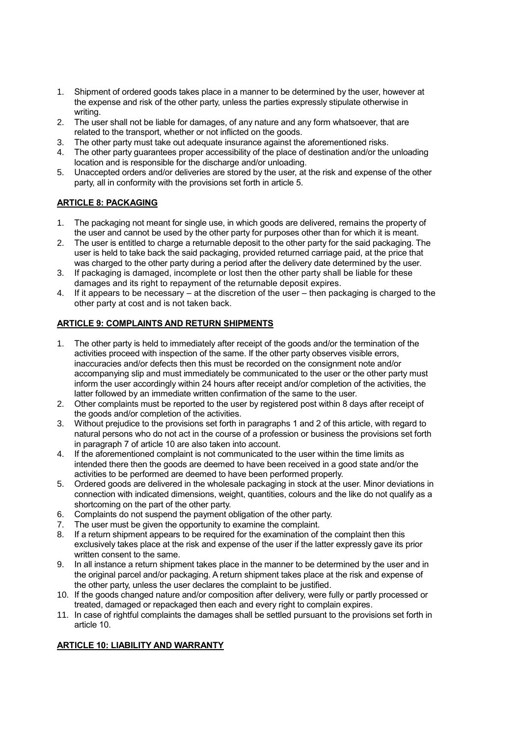1. Shipment of ordered goods takes place in a manner to be determined by the user, however at the expense and risk of the other party, unless the parties expressly stipulate otherwise in writing.
2. The user shall not be liable for damages, of any nature and any form whatsoever, that are related to the transport, whether or not inflicted on the goods.
3. The other party must take out adequate insurance against the aforementioned risks.
4. The other party guarantees proper accessibility of the place of destination and/or the unloading location and is responsible for the discharge and/or unloading.
5. Unaccepted orders and/or deliveries are stored by the user, at the risk and expense of the other party, all in conformity with the provisions set forth in article 5.

## ARTICLE 8: PACKAGING

1. The packaging not meant for single use, in which goods are delivered, remains the property of the user and cannot be used by the other party for purposes other than for which it is meant.
2. The user is entitled to charge a returnable deposit to the other party for the said packaging. The user is held to take back the said packaging, provided returned carriage paid, at the price that was charged to the other party during a period after the delivery date determined by the user.
3. If packaging is damaged, incomplete or lost then the other party shall be liable for these damages and its right to repayment of the returnable deposit expires.
4. If it appears to be necessary – at the discretion of the user – then packaging is charged to the other party at cost and is not taken back.

## ARTICLE 9: COMPLAINTS AND RETURN SHIPMENTS

1. The other party is held to immediately after receipt of the goods and/or the termination of the activities proceed with inspection of the same. If the other party observes visible errors, inaccuracies and/or defects then this must be recorded on the consignment note and/or accompanying slip and must immediately be communicated to the user or the other party must inform the user accordingly within 24 hours after receipt and/or completion of the activities, the latter followed by an immediate written confirmation of the same to the user.
2. Other complaints must be reported to the user by registered post within 8 days after receipt of the goods and/or completion of the activities.
3. Without prejudice to the provisions set forth in paragraphs 1 and 2 of this article, with regard to natural persons who do not act in the course of a profession or business the provisions set forth in paragraph 7 of article 10 are also taken into account.
4. If the aforementioned complaint is not communicated to the user within the time limits as intended there then the goods are deemed to have been received in a good state and/or the activities to be performed are deemed to have been performed properly.
5. Ordered goods are delivered in the wholesale packaging in stock at the user. Minor deviations in connection with indicated dimensions, weight, quantities, colours and the like do not qualify as a shortcoming on the part of the other party.
6. Complaints do not suspend the payment obligation of the other party.
7. The user must be given the opportunity to examine the complaint.
8. If a return shipment appears to be required for the examination of the complaint then this exclusively takes place at the risk and expense of the user if the latter expressly gave its prior written consent to the same.
9. In all instance a return shipment takes place in the manner to be determined by the user and in the original parcel and/or packaging. A return shipment takes place at the risk and expense of the other party, unless the user declares the complaint to be justified.
10. If the goods changed nature and/or composition after delivery, were fully or partly processed or treated, damaged or repackaged then each and every right to complain expires.
11. In case of rightful complaints the damages shall be settled pursuant to the provisions set forth in article 10.

## ARTICLE 10: LIABILITY AND WARRANTY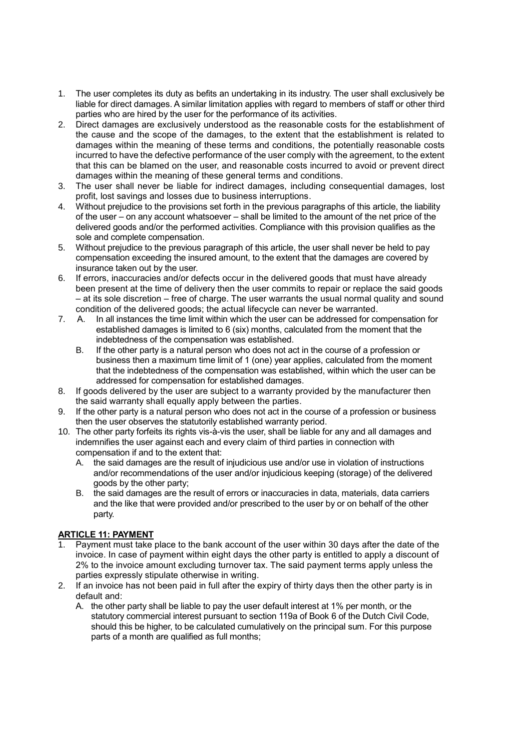1. The user completes its duty as befits an undertaking in its industry. The user shall exclusively be liable for direct damages. A similar limitation applies with regard to members of staff or other third parties who are hired by the user for the performance of its activities.
2. Direct damages are exclusively understood as the reasonable costs for the establishment of the cause and the scope of the damages, to the extent that the establishment is related to damages within the meaning of these terms and conditions, the potentially reasonable costs incurred to have the defective performance of the user comply with the agreement, to the extent that this can be blamed on the user, and reasonable costs incurred to avoid or prevent direct damages within the meaning of these general terms and conditions.
3. The user shall never be liable for indirect damages, including consequential damages, lost profit, lost savings and losses due to business interruptions.
4. Without prejudice to the provisions set forth in the previous paragraphs of this article, the liability of the user – on any account whatsoever – shall be limited to the amount of the net price of the delivered goods and/or the performed activities. Compliance with this provision qualifies as the sole and complete compensation.
5. Without prejudice to the previous paragraph of this article, the user shall never be held to pay compensation exceeding the insured amount, to the extent that the damages are covered by insurance taken out by the user.
6. If errors, inaccuracies and/or defects occur in the delivered goods that must have already been present at the time of delivery then the user commits to repair or replace the said goods – at its sole discretion – free of charge. The user warrants the usual normal quality and sound condition of the delivered goods; the actual lifecycle can never be warranted.
7. A. In all instances the time limit within which the user can be addressed for compensation for established damages is limited to 6 (six) months, calculated from the moment that the indebtedness of the compensation was established.
   B. If the other party is a natural person who does not act in the course of a profession or business then a maximum time limit of 1 (one) year applies, calculated from the moment that the indebtedness of the compensation was established, within which the user can be addressed for compensation for established damages.
8. If goods delivered by the user are subject to a warranty provided by the manufacturer then the said warranty shall equally apply between the parties.
9. If the other party is a natural person who does not act in the course of a profession or business then the user observes the statutorily established warranty period.
10. The other party forfeits its rights vis-à-vis the user, shall be liable for any and all damages and indemnifies the user against each and every claim of third parties in connection with compensation if and to the extent that:
    A. the said damages are the result of injudicious use and/or use in violation of instructions and/or recommendations of the user and/or injudicious keeping (storage) of the delivered goods by the other party;
    B. the said damages are the result of errors or inaccuracies in data, materials, data carriers and the like that were provided and/or prescribed to the user by or on behalf of the other party.

**ARTICLE 11: PAYMENT**

1. Payment must take place to the bank account of the user within 30 days after the date of the invoice. In case of payment within eight days the other party is entitled to apply a discount of 2% to the invoice amount excluding turnover tax. The said payment terms apply unless the parties expressly stipulate otherwise in writing.
2. If an invoice has not been paid in full after the expiry of thirty days then the other party is in default and:
   A. the other party shall be liable to pay the user default interest at 1% per month, or the statutory commercial interest pursuant to section 119a of Book 6 of the Dutch Civil Code, should this be higher, to be calculated cumulatively on the principal sum. For this purpose parts of a month are qualified as full months;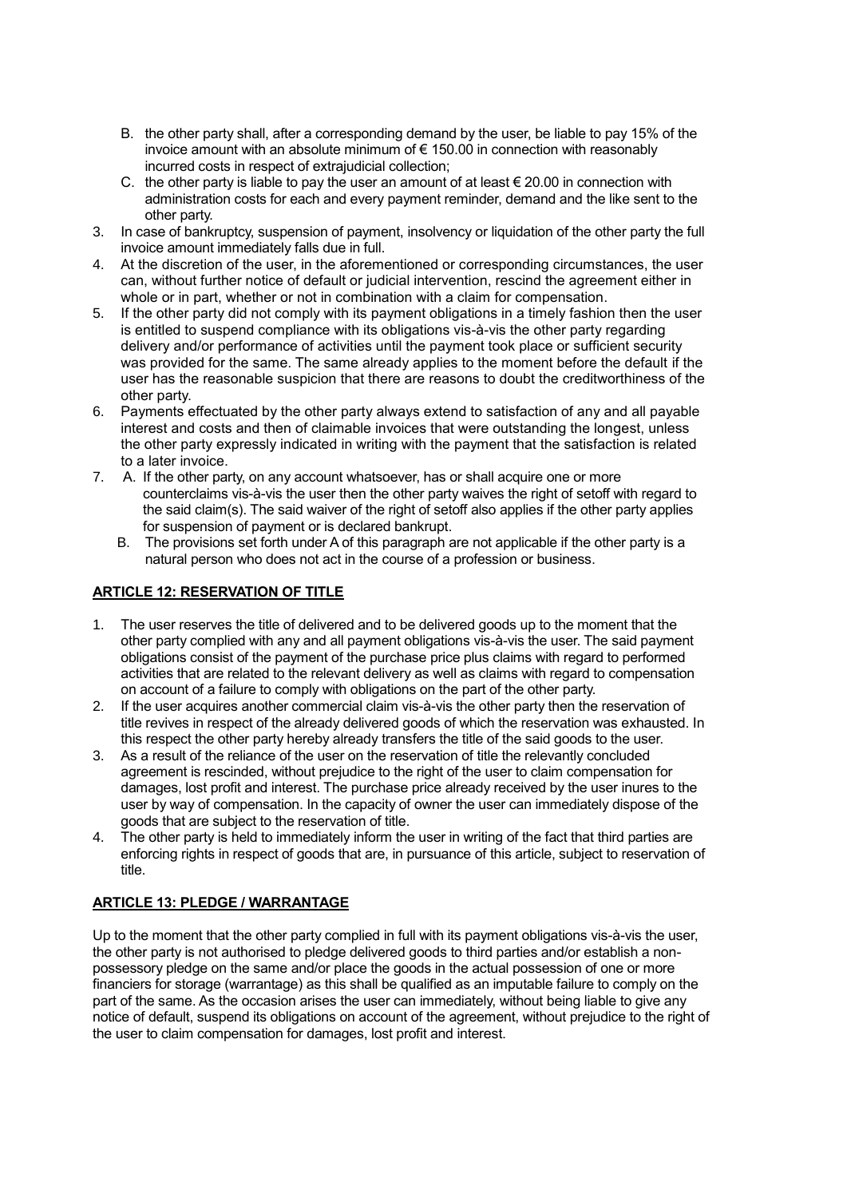B. the other party shall, after a corresponding demand by the user, be liable to pay 15% of the invoice amount with an absolute minimum of € 150.00 in connection with reasonably incurred costs in respect of extrajudicial collection;

C. the other party is liable to pay the user an amount of at least € 20.00 in connection with administration costs for each and every payment reminder, demand and the like sent to the other party.

3. In case of bankruptcy, suspension of payment, insolvency or liquidation of the other party the full invoice amount immediately falls due in full.
4. At the discretion of the user, in the aforementioned or corresponding circumstances, the user can, without further notice of default or judicial intervention, rescind the agreement either in whole or in part, whether or not in combination with a claim for compensation.
5. If the other party did not comply with its payment obligations in a timely fashion then the user is entitled to suspend compliance with its obligations vis-à-vis the other party regarding delivery and/or performance of activities until the payment took place or sufficient security was provided for the same. The same already applies to the moment before the default if the user has the reasonable suspicion that there are reasons to doubt the creditworthiness of the other party.
6. Payments effectuated by the other party always extend to satisfaction of any and all payable interest and costs and then of claimable invoices that were outstanding the longest, unless the other party expressly indicated in writing with the payment that the satisfaction is related to a later invoice.
7. A. If the other party, on any account whatsoever, has or shall acquire one or more counterclaims vis-à-vis the user then the other party waives the right of setoff with regard to the said claim(s). The said waiver of the right of setoff also applies if the other party applies for suspension of payment or is declared bankrupt.

   B. The provisions set forth under A of this paragraph are not applicable if the other party is a natural person who does not act in the course of a profession or business.

## ARTICLE 12: RESERVATION OF TITLE

1. The user reserves the title of delivered and to be delivered goods up to the moment that the other party complied with any and all payment obligations vis-à-vis the user. The said payment obligations consist of the payment of the purchase price plus claims with regard to performed activities that are related to the relevant delivery as well as claims with regard to compensation on account of a failure to comply with obligations on the part of the other party.
2. If the user acquires another commercial claim vis-à-vis the other party then the reservation of title revives in respect of the already delivered goods of which the reservation was exhausted. In this respect the other party hereby already transfers the title of the said goods to the user.
3. As a result of the reliance of the user on the reservation of title the relevantly concluded agreement is rescinded, without prejudice to the right of the user to claim compensation for damages, lost profit and interest. The purchase price already received by the user inures to the user by way of compensation. In the capacity of owner the user can immediately dispose of the goods that are subject to the reservation of title.
4. The other party is held to immediately inform the user in writing of the fact that third parties are enforcing rights in respect of goods that are, in pursuance of this article, subject to reservation of title.

## ARTICLE 13: PLEDGE / WARRANTAGE

Up to the moment that the other party complied in full with its payment obligations vis-à-vis the user, the other party is not authorised to pledge delivered goods to third parties and/or establish a non-possessory pledge on the same and/or place the goods in the actual possession of one or more financiers for storage (warrantage) as this shall be qualified as an imputable failure to comply on the part of the same. As the occasion arises the user can immediately, without being liable to give any notice of default, suspend its obligations on account of the agreement, without prejudice to the right of the user to claim compensation for damages, lost profit and interest.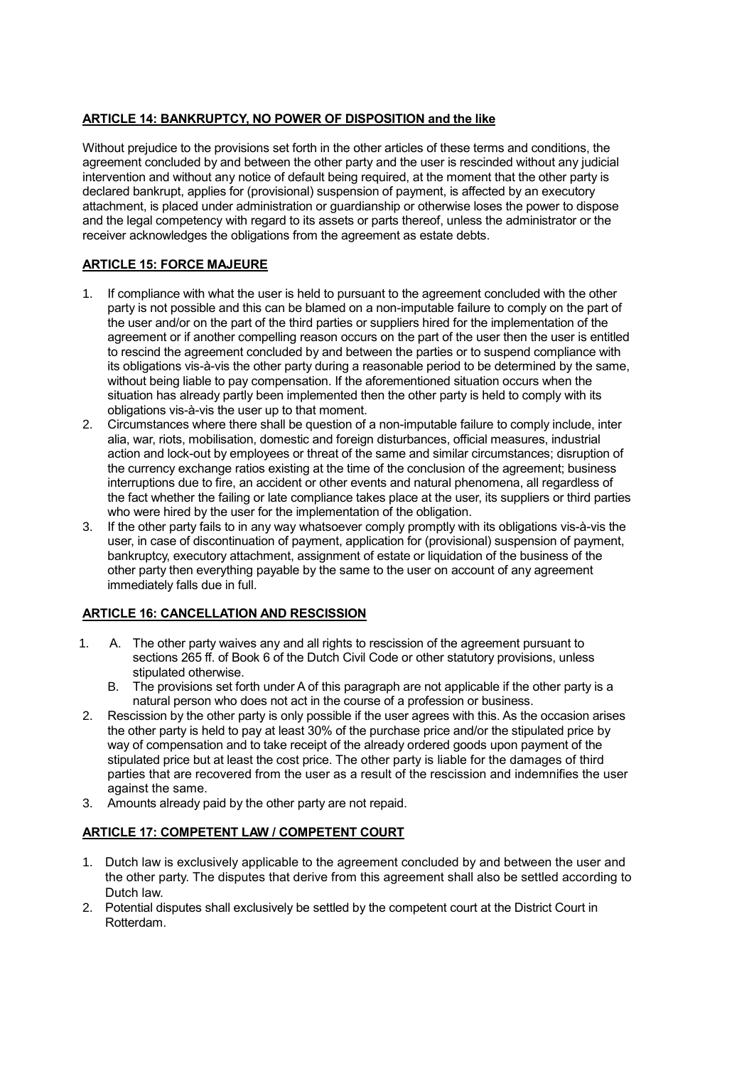## **ARTICLE 14: BANKRUPTCY, NO POWER OF DISPOSITION and the like**

Without prejudice to the provisions set forth in the other articles of these terms and conditions, the agreement concluded by and between the other party and the user is rescinded without any judicial intervention and without any notice of default being required, at the moment that the other party is declared bankrupt, applies for (provisional) suspension of payment, is affected by an executory attachment, is placed under administration or guardianship or otherwise loses the power to dispose and the legal competency with regard to its assets or parts thereof, unless the administrator or the receiver acknowledges the obligations from the agreement as estate debts.

## **ARTICLE 15: FORCE MAJEURE**

1. If compliance with what the user is held to pursuant to the agreement concluded with the other party is not possible and this can be blamed on a non-imputable failure to comply on the part of the user and/or on the part of the third parties or suppliers hired for the implementation of the agreement or if another compelling reason occurs on the part of the user then the user is entitled to rescind the agreement concluded by and between the parties or to suspend compliance with its obligations vis-à-vis the other party during a reasonable period to be determined by the same, without being liable to pay compensation. If the aforementioned situation occurs when the situation has already partly been implemented then the other party is held to comply with its obligations vis-à-vis the user up to that moment.
2. Circumstances where there shall be question of a non-imputable failure to comply include, inter alia, war, riots, mobilisation, domestic and foreign disturbances, official measures, industrial action and lock-out by employees or threat of the same and similar circumstances; disruption of the currency exchange ratios existing at the time of the conclusion of the agreement; business interruptions due to fire, an accident or other events and natural phenomena, all regardless of the fact whether the failing or late compliance takes place at the user, its suppliers or third parties who were hired by the user for the implementation of the obligation.
3. If the other party fails to in any way whatsoever comply promptly with its obligations vis-à-vis the user, in case of discontinuation of payment, application for (provisional) suspension of payment, bankruptcy, executory attachment, assignment of estate or liquidation of the business of the other party then everything payable by the same to the user on account of any agreement immediately falls due in full.

## **ARTICLE 16: CANCELLATION AND RESCISSION**

1. A. The other party waives any and all rights to rescission of the agreement pursuant to sections 265 ff. of Book 6 of the Dutch Civil Code or other statutory provisions, unless stipulated otherwise.
   B. The provisions set forth under A of this paragraph are not applicable if the other party is a natural person who does not act in the course of a profession or business.
2. Rescission by the other party is only possible if the user agrees with this. As the occasion arises the other party is held to pay at least 30% of the purchase price and/or the stipulated price by way of compensation and to take receipt of the already ordered goods upon payment of the stipulated price but at least the cost price. The other party is liable for the damages of third parties that are recovered from the user as a result of the rescission and indemnifies the user against the same.
3. Amounts already paid by the other party are not repaid.

## **ARTICLE 17: COMPETENT LAW / COMPETENT COURT**

1. Dutch law is exclusively applicable to the agreement concluded by and between the user and the other party. The disputes that derive from this agreement shall also be settled according to Dutch law.
2. Potential disputes shall exclusively be settled by the competent court at the District Court in Rotterdam.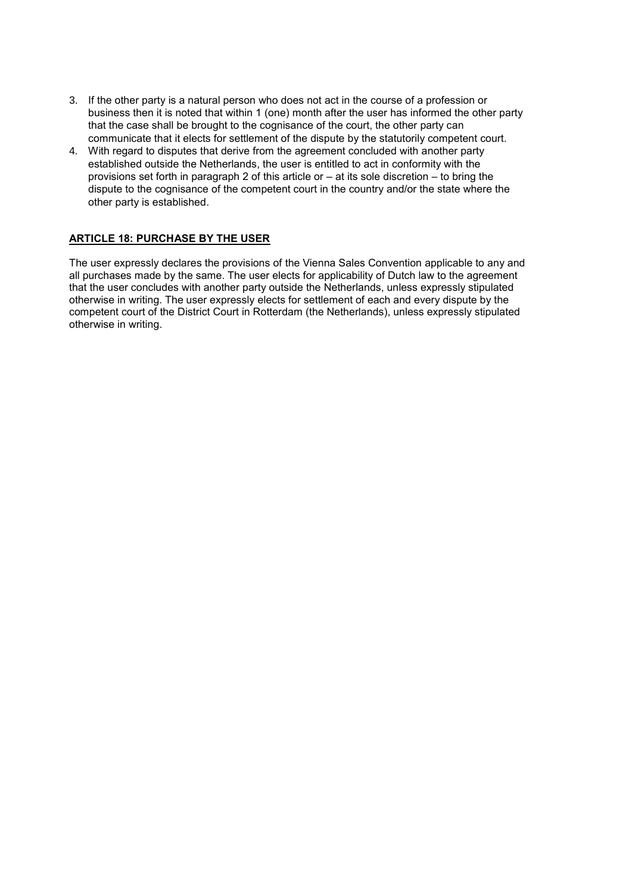3. If the other party is a natural person who does not act in the course of a profession or business then it is noted that within 1 (one) month after the user has informed the other party that the case shall be brought to the cognisance of the court, the other party can communicate that it elects for settlement of the dispute by the statutorily competent court.
4. With regard to disputes that derive from the agreement concluded with another party established outside the Netherlands, the user is entitled to act in conformity with the provisions set forth in paragraph 2 of this article or – at its sole discretion – to bring the dispute to the cognisance of the competent court in the country and/or the state where the other party is established.

## **ARTICLE 18: PURCHASE BY THE USER**

The user expressly declares the provisions of the Vienna Sales Convention applicable to any and all purchases made by the same. The user elects for applicability of Dutch law to the agreement that the user concludes with another party outside the Netherlands, unless expressly stipulated otherwise in writing. The user expressly elects for settlement of each and every dispute by the competent court of the District Court in Rotterdam (the Netherlands), unless expressly stipulated otherwise in writing.